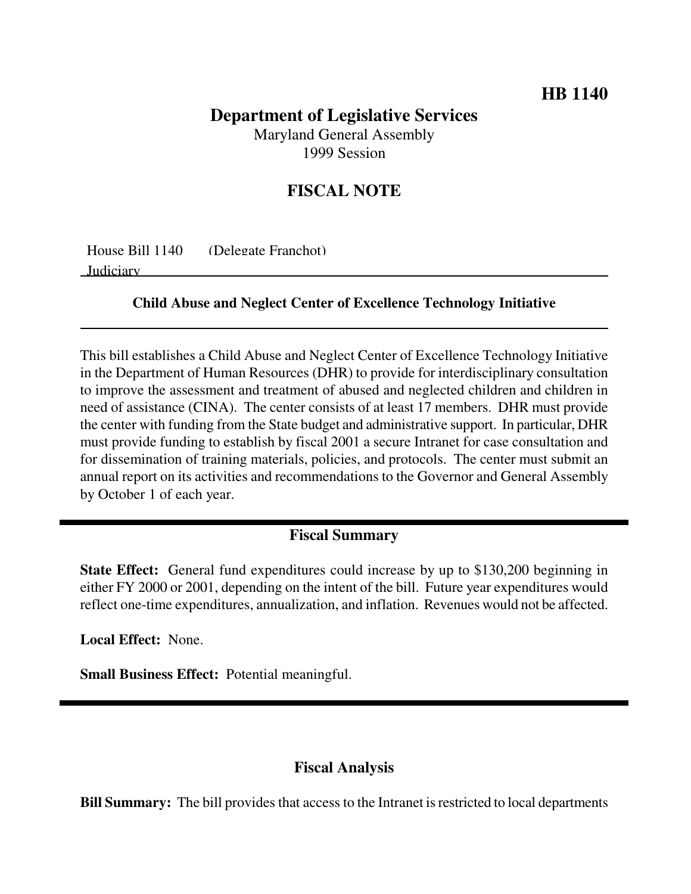**HB 1140**

# Department of Legislative Services

Maryland General Assembly
1999 Session

## FISCAL NOTE

House Bill 1140 (Delegate Franchot)
Judiciary

**Child Abuse and Neglect Center of Excellence Technology Initiative**

This bill establishes a Child Abuse and Neglect Center of Excellence Technology Initiative in the Department of Human Resources (DHR) to provide for interdisciplinary consultation to improve the assessment and treatment of abused and neglected children and children in need of assistance (CINA). The center consists of at least 17 members. DHR must provide the center with funding from the State budget and administrative support. In particular, DHR must provide funding to establish by fiscal 2001 a secure Intranet for case consultation and for dissemination of training materials, policies, and protocols. The center must submit an annual report on its activities and recommendations to the Governor and General Assembly by October 1 of each year.

## Fiscal Summary

**State Effect:** General fund expenditures could increase by up to $130,200 beginning in either FY 2000 or 2001, depending on the intent of the bill. Future year expenditures would reflect one-time expenditures, annualization, and inflation. Revenues would not be affected.

**Local Effect:** None.

**Small Business Effect:** Potential meaningful.

## Fiscal Analysis

**Bill Summary:** The bill provides that access to the Intranet is restricted to local departments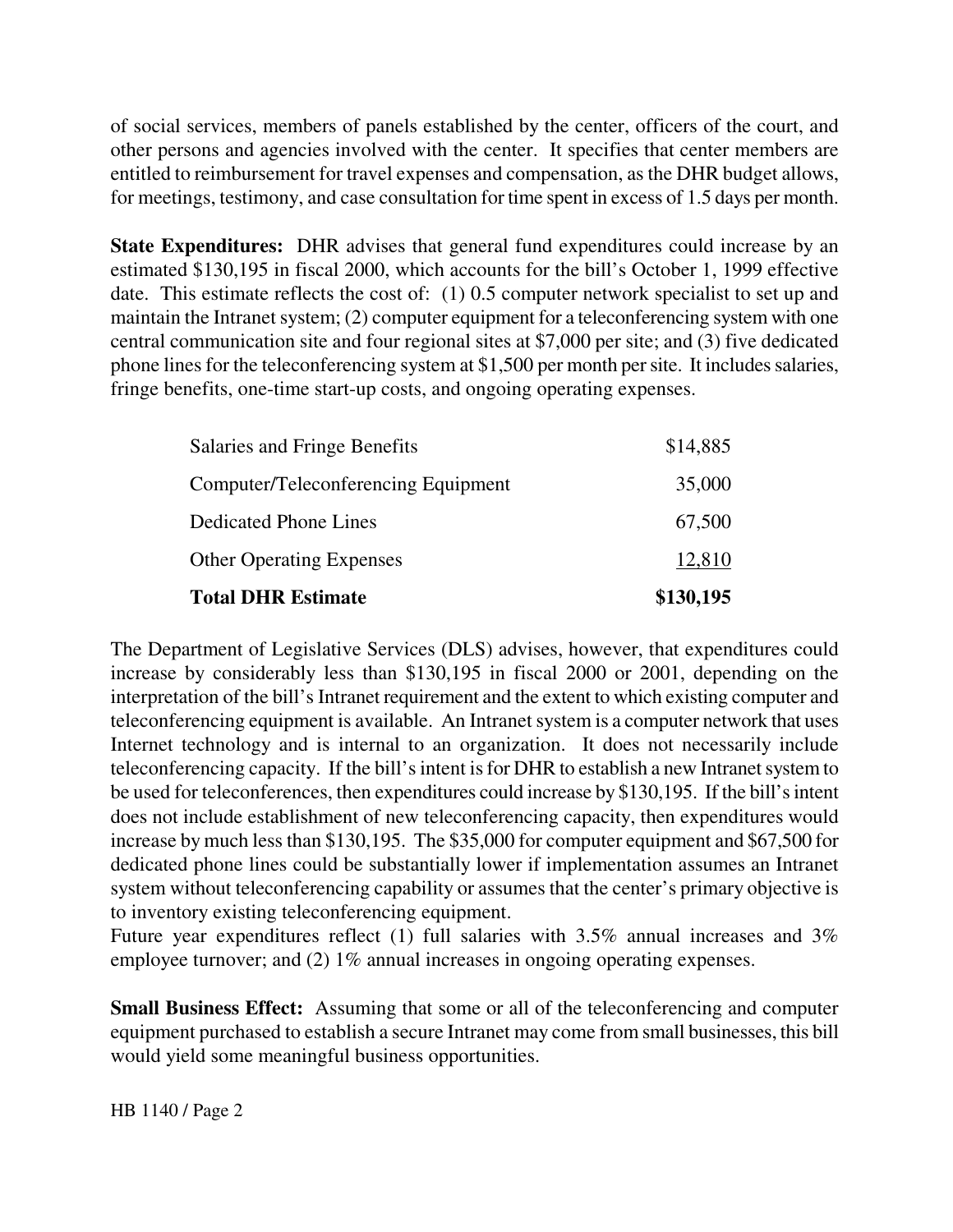of social services, members of panels established by the center, officers of the court, and other persons and agencies involved with the center. It specifies that center members are entitled to reimbursement for travel expenses and compensation, as the DHR budget allows, for meetings, testimony, and case consultation for time spent in excess of 1.5 days per month.

**State Expenditures:** DHR advises that general fund expenditures could increase by an estimated $130,195 in fiscal 2000, which accounts for the bill's October 1, 1999 effective date. This estimate reflects the cost of: (1) 0.5 computer network specialist to set up and maintain the Intranet system; (2) computer equipment for a teleconferencing system with one central communication site and four regional sites at $7,000 per site; and (3) five dedicated phone lines for the teleconferencing system at $1,500 per month per site. It includes salaries, fringe benefits, one-time start-up costs, and ongoing operating expenses.

| | |
|---|---|
| Salaries and Fringe Benefits | $14,885 |
| Computer/Teleconferencing Equipment | 35,000 |
| Dedicated Phone Lines | 67,500 |
| Other Operating Expenses | 12,810 |
| **Total DHR Estimate** | **$130,195** |

The Department of Legislative Services (DLS) advises, however, that expenditures could increase by considerably less than $130,195 in fiscal 2000 or 2001, depending on the interpretation of the bill's Intranet requirement and the extent to which existing computer and teleconferencing equipment is available. An Intranet system is a computer network that uses Internet technology and is internal to an organization. It does not necessarily include teleconferencing capacity. If the bill's intent is for DHR to establish a new Intranet system to be used for teleconferences, then expenditures could increase by $130,195. If the bill's intent does not include establishment of new teleconferencing capacity, then expenditures would increase by much less than $130,195. The $35,000 for computer equipment and $67,500 for dedicated phone lines could be substantially lower if implementation assumes an Intranet system without teleconferencing capability or assumes that the center's primary objective is to inventory existing teleconferencing equipment.

Future year expenditures reflect (1) full salaries with 3.5% annual increases and 3% employee turnover; and (2) 1% annual increases in ongoing operating expenses.

**Small Business Effect:** Assuming that some or all of the teleconferencing and computer equipment purchased to establish a secure Intranet may come from small businesses, this bill would yield some meaningful business opportunities.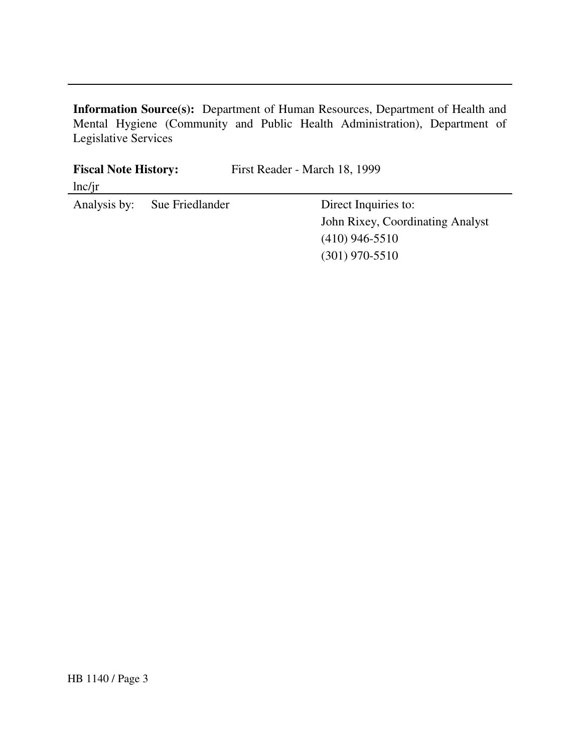**Information Source(s):** Department of Human Resources, Department of Health and Mental Hygiene (Community and Public Health Administration), Department of Legislative Services

**Fiscal Note History:** First Reader - March 18, 1999

lnc/jr

Analysis by: Sue Friedlander

Direct Inquiries to:
John Rixey, Coordinating Analyst
(410) 946-5510
(301) 970-5510